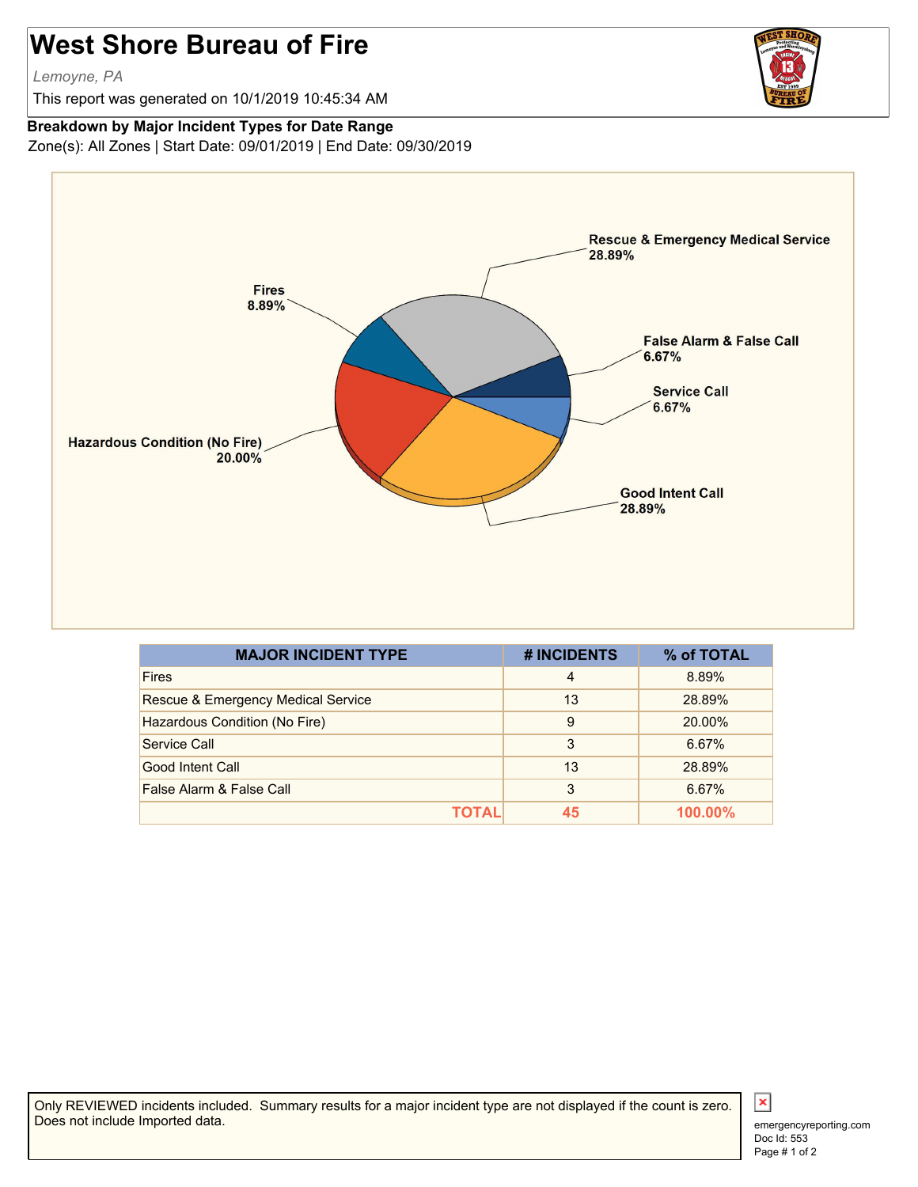# West Shore Bureau of Fire

*Lemoyne, PA*

This report was generated on 10/1/2019 10:45:34 AM

**Breakdown by Major Incident Types for Date Range**

Zone(s): All Zones | Start Date: 09/01/2019 | End Date: 09/30/2019

| MAJOR INCIDENT TYPE | # INCIDENTS | % of TOTAL |
|---|---|---|
| Fires | 4 | 8.89% |
| Rescue & Emergency Medical Service | 13 | 28.89% |
| Hazardous Condition (No Fire) | 9 | 20.00% |
| Service Call | 3 | 6.67% |
| Good Intent Call | 13 | 28.89% |
| False Alarm & False Call | 3 | 6.67% |
| **TOTAL** | **45** | **100.00%** |

Only REVIEWED incidents included. Summary results for a major incident type are not displayed if the count is zero. Does not include Imported data.

emergencyreporting.com
Doc Id: 553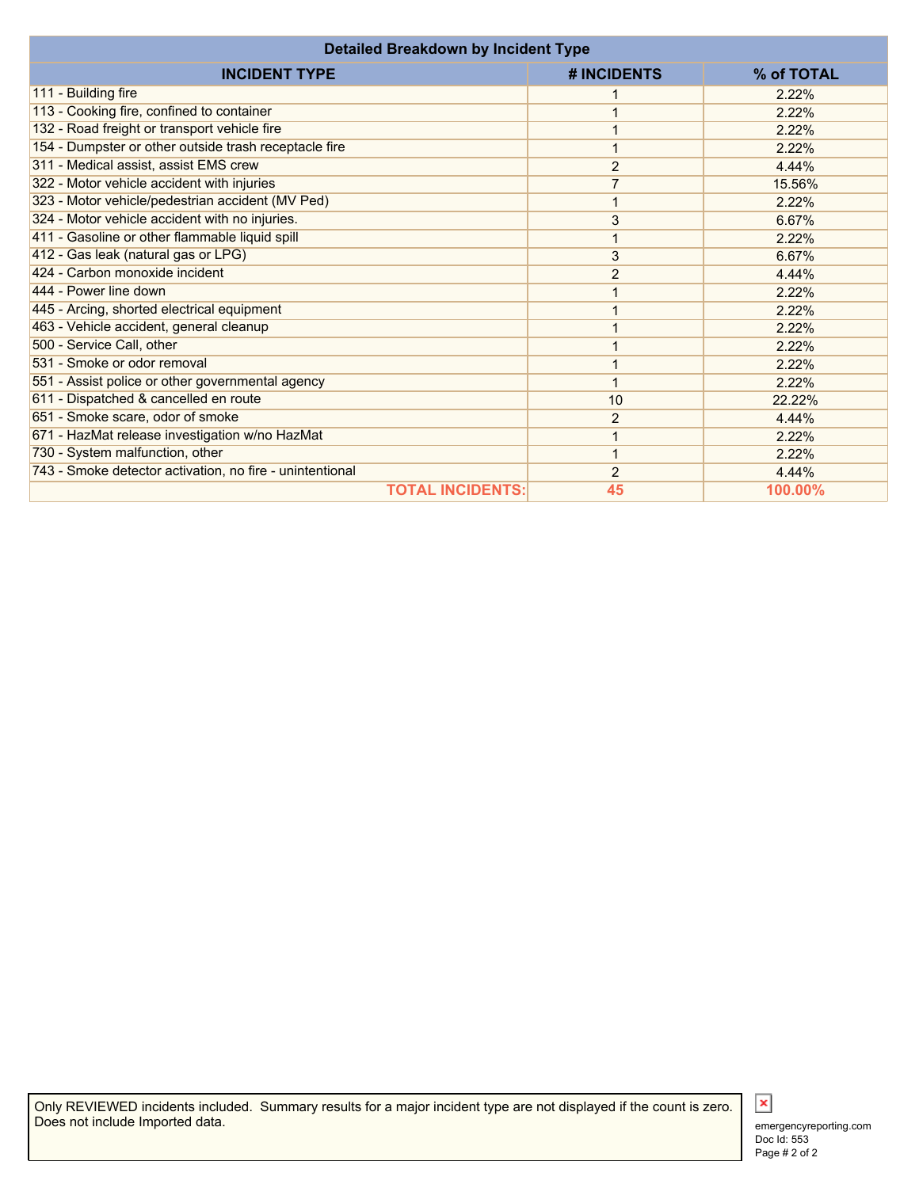## Detailed Breakdown by Incident Type

| INCIDENT TYPE | # INCIDENTS | % of TOTAL |
|---|---|---|
| 111 - Building fire | 1 | 2.22% |
| 113 - Cooking fire, confined to container | 1 | 2.22% |
| 132 - Road freight or transport vehicle fire | 1 | 2.22% |
| 154 - Dumpster or other outside trash receptacle fire | 1 | 2.22% |
| 311 - Medical assist, assist EMS crew | 2 | 4.44% |
| 322 - Motor vehicle accident with injuries | 7 | 15.56% |
| 323 - Motor vehicle/pedestrian accident (MV Ped) | 1 | 2.22% |
| 324 - Motor vehicle accident with no injuries. | 3 | 6.67% |
| 411 - Gasoline or other flammable liquid spill | 1 | 2.22% |
| 412 - Gas leak (natural gas or LPG) | 3 | 6.67% |
| 424 - Carbon monoxide incident | 2 | 4.44% |
| 444 - Power line down | 1 | 2.22% |
| 445 - Arcing, shorted electrical equipment | 1 | 2.22% |
| 463 - Vehicle accident, general cleanup | 1 | 2.22% |
| 500 - Service Call, other | 1 | 2.22% |
| 531 - Smoke or odor removal | 1 | 2.22% |
| 551 - Assist police or other governmental agency | 1 | 2.22% |
| 611 - Dispatched & cancelled en route | 10 | 22.22% |
| 651 - Smoke scare, odor of smoke | 2 | 4.44% |
| 671 - HazMat release investigation w/no HazMat | 1 | 2.22% |
| 730 - System malfunction, other | 1 | 2.22% |
| 743 - Smoke detector activation, no fire - unintentional | 2 | 4.44% |
| **TOTAL INCIDENTS:** | **45** | **100.00%** |

Only REVIEWED incidents included. Summary results for a major incident type are not displayed if the count is zero. Does not include Imported data.

emergencyreporting.com
Doc Id: 553